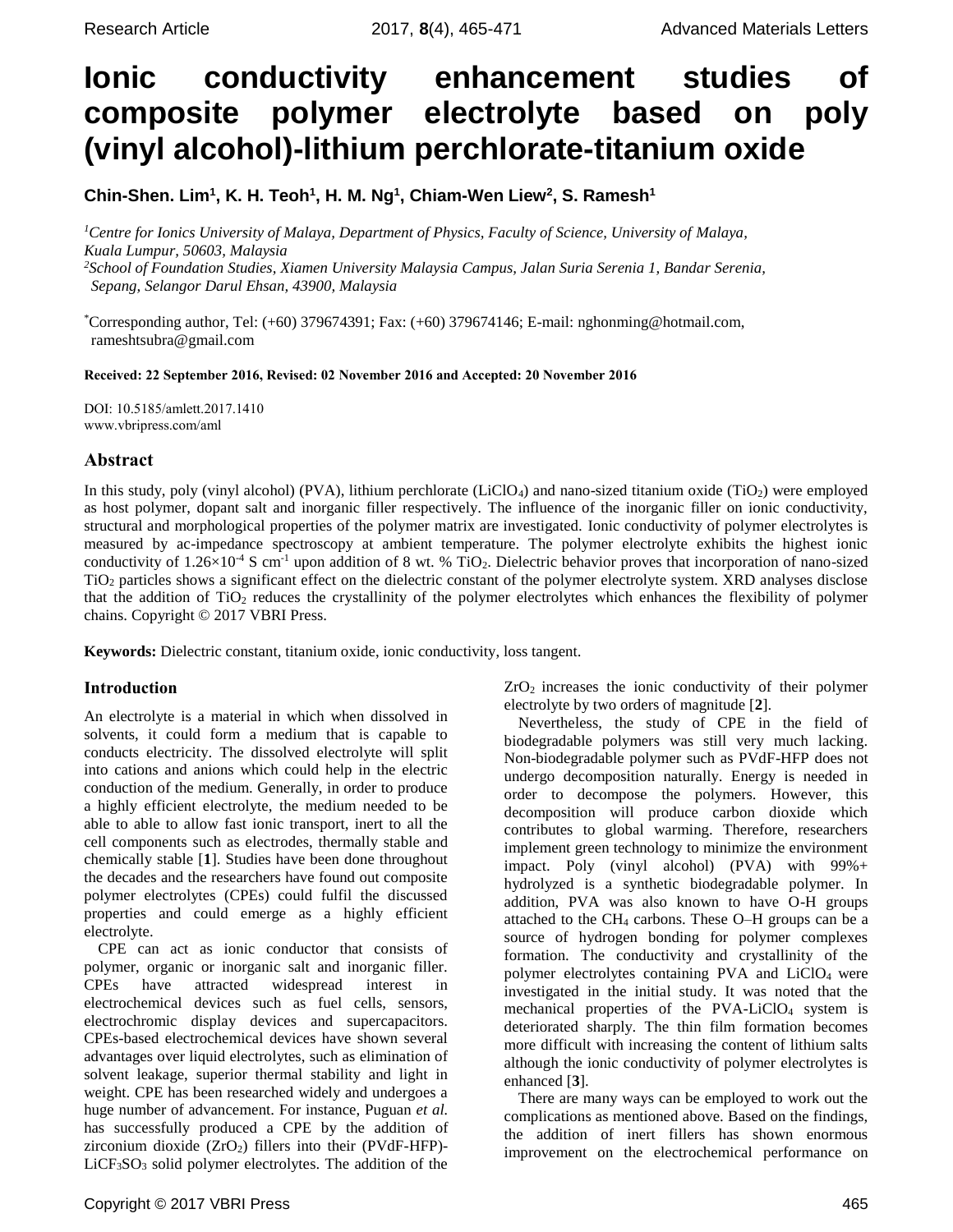# Ionic conductivity enhancement studies of composite polymer electrolyte based on poly (vinyl alcohol)-lithium perchlorate-titanium oxide

**Chin-Shen. Lim[1], K. H. Teoh[1], H. M. Ng[1], Chiam-Wen Liew[2], S. Ramesh[1]**

[1]*Centre for Ionics University of Malaya, Department of Physics, Faculty of Science, University of Malaya, Kuala Lumpur, 50603, Malaysia*
[2]*School of Foundation Studies, Xiamen University Malaysia Campus, Jalan Suria Serenia 1, Bandar Serenia, Sepang, Selangor Darul Ehsan, 43900, Malaysia*

[*]Corresponding author, Tel: (+60) 379674391; Fax: (+60) 379674146; E-mail: nghonming@hotmail.com, rameshtsubra@gmail.com

**Received: 22 September 2016, Revised: 02 November 2016 and Accepted: 20 November 2016**

DOI: 10.5185/amlett.2017.1410
www.vbripress.com/aml

## Abstract

In this study, poly (vinyl alcohol) (PVA), lithium perchlorate ($LiClO_4$) and nano-sized titanium oxide ($TiO_2$) were employed as host polymer, dopant salt and inorganic filler respectively. The influence of the inorganic filler on ionic conductivity, structural and morphological properties of the polymer matrix are investigated. Ionic conductivity of polymer electrolytes is measured by ac-impedance spectroscopy at ambient temperature. The polymer electrolyte exhibits the highest ionic conductivity of $1.26\times10^{-4}$ S cm$^{-1}$ upon addition of 8 wt. % $TiO_2$. Dielectric behavior proves that incorporation of nano-sized $TiO_2$ particles shows a significant effect on the dielectric constant of the polymer electrolyte system. XRD analyses disclose that the addition of $TiO_2$ reduces the crystallinity of the polymer electrolytes which enhances the flexibility of polymer chains. Copyright © 2017 VBRI Press.

**Keywords:** Dielectric constant, titanium oxide, ionic conductivity, loss tangent.

## Introduction

An electrolyte is a material in which when dissolved in solvents, it could form a medium that is capable to conducts electricity. The dissolved electrolyte will split into cations and anions which could help in the electric conduction of the medium. Generally, in order to produce a highly efficient electrolyte, the medium needed to be able to able to allow fast ionic transport, inert to all the cell components such as electrodes, thermally stable and chemically stable [**1**]. Studies have been done throughout the decades and the researchers have found out composite polymer electrolytes (CPEs) could fulfil the discussed properties and could emerge as a highly efficient electrolyte.

CPE can act as ionic conductor that consists of polymer, organic or inorganic salt and inorganic filler. CPEs have attracted widespread interest in electrochemical devices such as fuel cells, sensors, electrochromic display devices and supercapacitors. CPEs-based electrochemical devices have shown several advantages over liquid electrolytes, such as elimination of solvent leakage, superior thermal stability and light in weight. CPE has been researched widely and undergoes a huge number of advancement. For instance, Puguan *et al.* has successfully produced a CPE by the addition of zirconium dioxide ($ZrO_2$) fillers into their (PVdF-HFP)-$LiCF_3SO_3$ solid polymer electrolytes. The addition of the $ZrO_2$ increases the ionic conductivity of their polymer electrolyte by two orders of magnitude [**2**].

Nevertheless, the study of CPE in the field of biodegradable polymers was still very much lacking. Non-biodegradable polymer such as PVdF-HFP does not undergo decomposition naturally. Energy is needed in order to decompose the polymers. However, this decomposition will produce carbon dioxide which contributes to global warming. Therefore, researchers implement green technology to minimize the environment impact. Poly (vinyl alcohol) (PVA) with 99%+ hydrolyzed is a synthetic biodegradable polymer. In addition, PVA was also known to have O-H groups attached to the $CH_4$ carbons. These O–H groups can be a source of hydrogen bonding for polymer complexes formation. The conductivity and crystallinity of the polymer electrolytes containing PVA and $LiClO_4$ were investigated in the initial study. It was noted that the mechanical properties of the PVA-$LiClO_4$ system is deteriorated sharply. The thin film formation becomes more difficult with increasing the content of lithium salts although the ionic conductivity of polymer electrolytes is enhanced [**3**].

There are many ways can be employed to work out the complications as mentioned above. Based on the findings, the addition of inert fillers has shown enormous improvement on the electrochemical performance on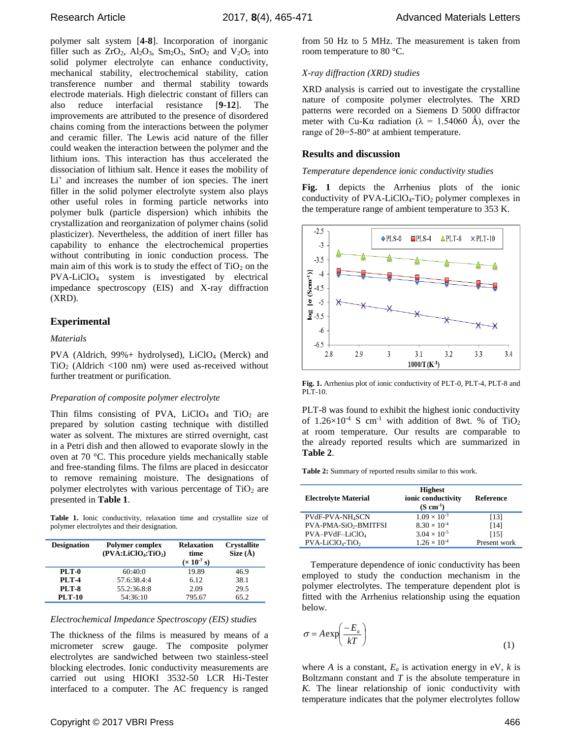polymer salt system [**4-8**]. Incorporation of inorganic filler such as $ZrO_2$, $Al_2O_3$, $Sm_2O_3$, $SnO_2$ and $V_2O_5$ into solid polymer electrolyte can enhance conductivity, mechanical stability, electrochemical stability, cation transference number and thermal stability towards electrode materials. High dielectric constant of fillers can also reduce interfacial resistance [**9-12**]. The improvements are attributed to the presence of disordered chains coming from the interactions between the polymer and ceramic filler. The Lewis acid nature of the filler could weaken the interaction between the polymer and the lithium ions. This interaction has thus accelerated the dissociation of lithium salt. Hence it eases the mobility of $Li^+$ and increases the number of ion species. The inert filler in the solid polymer electrolyte system also plays other useful roles in forming particle networks into polymer bulk (particle dispersion) which inhibits the crystallization and reorganization of polymer chains (solid plasticizer). Nevertheless, the addition of inert filler has capability to enhance the electrochemical properties without contributing in ionic conduction process. The main aim of this work is to study the effect of $TiO_2$ on the PVA-$LiClO_4$ system is investigated by electrical impedance spectroscopy (EIS) and X-ray diffraction (XRD).

## Experimental

### *Materials*

PVA (Aldrich, 99%+ hydrolysed), $LiClO_4$ (Merck) and $TiO_2$ (Aldrich <100 nm) were used as-received without further treatment or purification.

### *Preparation of composite polymer electrolyte*

Thin films consisting of PVA, $LiClO_4$ and $TiO_2$ are prepared by solution casting technique with distilled water as solvent. The mixtures are stirred overnight, cast in a Petri dish and then allowed to evaporate slowly in the oven at 70 °C. This procedure yields mechanically stable and free-standing films. The films are placed in desiccator to remove remaining moisture. The designations of polymer electrolytes with various percentage of $TiO_2$ are presented in **Table 1**.

**Table 1.** Ionic conductivity, relaxation time and crystallite size of polymer electrolytes and their designation.

| Designation | Polymer complex (PVA:$LiClO_4$:$TiO_2$) | Relaxation time ($\times 10^{-7}$ s) | Crystallite Size (Å) |
|---|---|---|---|
| **PLT-0** | 60:40:0 | 19.89 | 46.9 |
| **PLT-4** | 57.6:38.4:4 | 6.12 | 38.1 |
| **PLT-8** | 55.2:36.8:8 | 2.09 | 29.5 |
| **PLT-10** | 54:36:10 | 795.67 | 65.2 |

### *Electrochemical Impedance Spectroscopy (EIS) studies*

The thickness of the films is measured by means of a micrometer screw gauge. The composite polymer electrolytes are sandwiched between two stainless-steel blocking electrodes. Ionic conductivity measurements are carried out using HIOKI 3532-50 LCR Hi-Tester interfaced to a computer. The AC frequency is ranged from 50 Hz to 5 MHz. The measurement is taken from room temperature to 80 °C.

### *X-ray diffraction (XRD) studies*

XRD analysis is carried out to investigate the crystalline nature of composite polymer electrolytes. The XRD patterns were recorded on a Siemens D 5000 diffractor meter with Cu-Kα radiation (λ = 1.54060 Å), over the range of 2θ=5-80° at ambient temperature.

## Results and discussion

### *Temperature dependence ionic conductivity studies*

**Fig. 1** depicts the Arrhenius plots of the ionic conductivity of PVA-$LiClO_4$-$TiO_2$ polymer complexes in the temperature range of ambient temperature to 353 K.

**Fig. 1.** Arrhenius plot of ionic conductivity of PLT-0, PLT-4, PLT-8 and PLT-10.

PLT-8 was found to exhibit the highest ionic conductivity of $1.26\times10^{-4}$ S $cm^{-1}$ with addition of 8wt. % of $TiO_2$ at room temperature. Our results are comparable to the already reported results which are summarized in **Table 2**.

**Table 2:** Summary of reported results similar to this work.

| Electrolyte Material | Highest ionic conductivity (S $cm^{-1}$) | Reference |
|---|---|---|
| PVdF-PVA-$NH_4$SCN | $1.09 \times 10^{-3}$ | [13] |
| PVA-PMA-$SiO_2$-BMITFSI | $8.30 \times 10^{-4}$ | [14] |
| PVA–PVdF–$LiClO_4$ | $3.04 \times 10^{-5}$ | [15] |
| PVA-$LiClO_4$-$TiO_2$ | $1.26 \times 10^{-4}$ | Present work |

Temperature dependence of ionic conductivity has been employed to study the conduction mechanism in the polymer electrolytes. The temperature dependent plot is fitted with the Arrhenius relationship using the equation below.

$$\sigma = A\exp\left(\frac{-E_a}{kT}\right) \tag{1}$$

where $A$ is a constant, $E_a$ is activation energy in eV, $k$ is Boltzmann constant and $T$ is the absolute temperature in $K$. The linear relationship of ionic conductivity with temperature indicates that the polymer electrolytes follow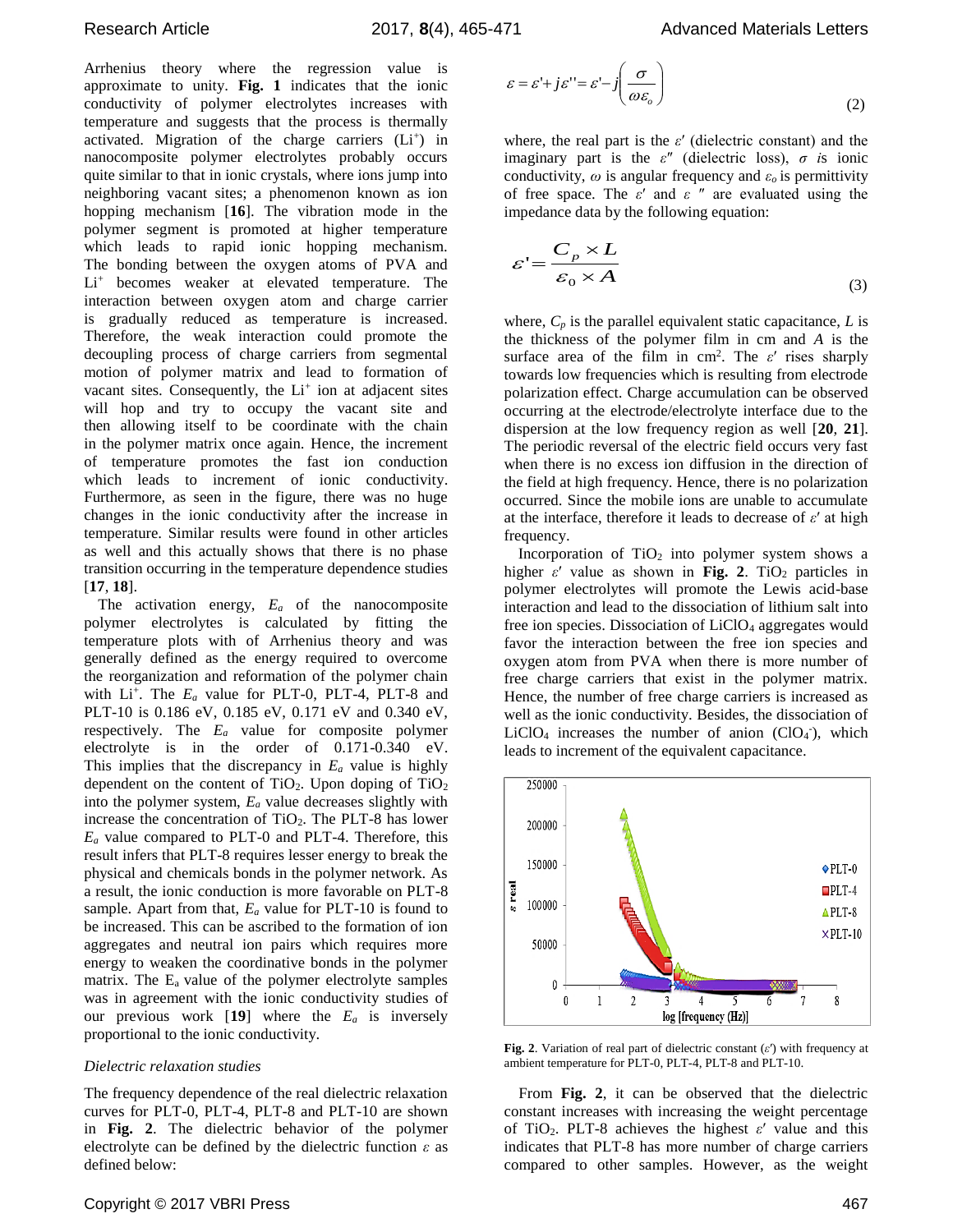Arrhenius theory where the regression value is approximate to unity. **Fig. 1** indicates that the ionic conductivity of polymer electrolytes increases with temperature and suggests that the process is thermally activated. Migration of the charge carriers ($Li^+$) in nanocomposite polymer electrolytes probably occurs quite similar to that in ionic crystals, where ions jump into neighboring vacant sites; a phenomenon known as ion hopping mechanism [**16**]. The vibration mode in the polymer segment is promoted at higher temperature which leads to rapid ionic hopping mechanism. The bonding between the oxygen atoms of PVA and $Li^+$ becomes weaker at elevated temperature. The interaction between oxygen atom and charge carrier is gradually reduced as temperature is increased. Therefore, the weak interaction could promote the decoupling process of charge carriers from segmental motion of polymer matrix and lead to formation of vacant sites. Consequently, the $Li^+$ ion at adjacent sites will hop and try to occupy the vacant site and then allowing itself to be coordinate with the chain in the polymer matrix once again. Hence, the increment of temperature promotes the fast ion conduction which leads to increment of ionic conductivity. Furthermore, as seen in the figure, there was no huge changes in the ionic conductivity after the increase in temperature. Similar results were found in other articles as well and this actually shows that there is no phase transition occurring in the temperature dependence studies [**17**, **18**].

The activation energy, $E_a$ of the nanocomposite polymer electrolytes is calculated by fitting the temperature plots with of Arrhenius theory and was generally defined as the energy required to overcome the reorganization and reformation of the polymer chain with $Li^+$. The $E_a$ value for PLT-0, PLT-4, PLT-8 and PLT-10 is 0.186 eV, 0.185 eV, 0.171 eV and 0.340 eV, respectively. The $E_a$ value for composite polymer electrolyte is in the order of 0.171-0.340 eV. This implies that the discrepancy in $E_a$ value is highly dependent on the content of $TiO_2$. Upon doping of $TiO_2$ into the polymer system, $E_a$ value decreases slightly with increase the concentration of $TiO_2$. The PLT-8 has lower $E_a$ value compared to PLT-0 and PLT-4. Therefore, this result infers that PLT-8 requires lesser energy to break the physical and chemicals bonds in the polymer network. As a result, the ionic conduction is more favorable on PLT-8 sample. Apart from that, $E_a$ value for PLT-10 is found to be increased. This can be ascribed to the formation of ion aggregates and neutral ion pairs which requires more energy to weaken the coordinative bonds in the polymer matrix. The $E_a$ value of the polymer electrolyte samples was in agreement with the ionic conductivity studies of our previous work [**19**] where the $E_a$ is inversely proportional to the ionic conductivity.

*Dielectric relaxation studies*

The frequency dependence of the real dielectric relaxation curves for PLT-0, PLT-4, PLT-8 and PLT-10 are shown in **Fig. 2**. The dielectric behavior of the polymer electrolyte can be defined by the dielectric function $\varepsilon$ as defined below:

$$\varepsilon = \varepsilon' + j\varepsilon'' = \varepsilon' - j\left(\frac{\sigma}{\omega\varepsilon_o}\right) \tag{2}$$

where, the real part is the $\varepsilon'$ (dielectric constant) and the imaginary part is the $\varepsilon''$ (dielectric loss), $\sigma$ is ionic conductivity, $\omega$ is angular frequency and $\varepsilon_o$ is permittivity of free space. The $\varepsilon'$ and $\varepsilon''$ are evaluated using the impedance data by the following equation:

$$\varepsilon' = \frac{C_p \times L}{\varepsilon_0 \times A} \tag{3}$$

where, $C_p$ is the parallel equivalent static capacitance, $L$ is the thickness of the polymer film in cm and $A$ is the surface area of the film in $cm^2$. The $\varepsilon'$ rises sharply towards low frequencies which is resulting from electrode polarization effect. Charge accumulation can be observed occurring at the electrode/electrolyte interface due to the dispersion at the low frequency region as well [**20**, **21**]. The periodic reversal of the electric field occurs very fast when there is no excess ion diffusion in the direction of the field at high frequency. Hence, there is no polarization occurred. Since the mobile ions are unable to accumulate at the interface, therefore it leads to decrease of $\varepsilon'$ at high frequency.

Incorporation of $TiO_2$ into polymer system shows a higher $\varepsilon'$ value as shown in **Fig. 2**. $TiO_2$ particles in polymer electrolytes will promote the Lewis acid-base interaction and lead to the dissociation of lithium salt into free ion species. Dissociation of $LiClO_4$ aggregates would favor the interaction between the free ion species and oxygen atom from PVA when there is more number of free charge carriers that exist in the polymer matrix. Hence, the number of free charge carriers is increased as well as the ionic conductivity. Besides, the dissociation of $LiClO_4$ increases the number of anion ($ClO_4^-$), which leads to increment of the equivalent capacitance.

**Fig. 2**. Variation of real part of dielectric constant ($\varepsilon'$) with frequency at ambient temperature for PLT-0, PLT-4, PLT-8 and PLT-10.

From **Fig. 2**, it can be observed that the dielectric constant increases with increasing the weight percentage of $TiO_2$. PLT-8 achieves the highest $\varepsilon'$ value and this indicates that PLT-8 has more number of charge carriers compared to other samples. However, as the weight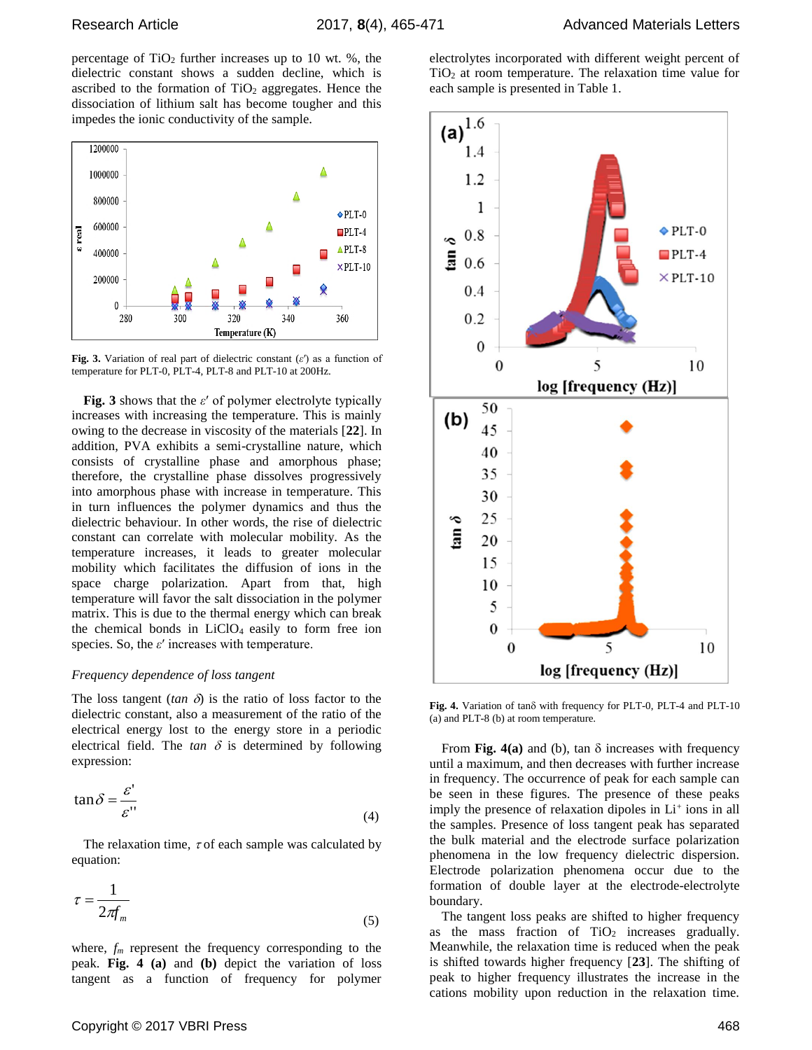percentage of $TiO_2$ further increases up to 10 wt. %, the dielectric constant shows a sudden decline, which is ascribed to the formation of $TiO_2$ aggregates. Hence the dissociation of lithium salt has become tougher and this impedes the ionic conductivity of the sample.

**Fig. 3.** Variation of real part of dielectric constant ($\varepsilon'$) as a function of temperature for PLT-0, PLT-4, PLT-8 and PLT-10 at 200Hz.

**Fig. 3** shows that the $\varepsilon'$ of polymer electrolyte typically increases with increasing the temperature. This is mainly owing to the decrease in viscosity of the materials [**22**]. In addition, PVA exhibits a semi-crystalline nature, which consists of crystalline phase and amorphous phase; therefore, the crystalline phase dissolves progressively into amorphous phase with increase in temperature. This in turn influences the polymer dynamics and thus the dielectric behaviour. In other words, the rise of dielectric constant can correlate with molecular mobility. As the temperature increases, it leads to greater molecular mobility which facilitates the diffusion of ions in the space charge polarization. Apart from that, high temperature will favor the salt dissociation in the polymer matrix. This is due to the thermal energy which can break the chemical bonds in $LiClO_4$ easily to form free ion species. So, the $\varepsilon'$ increases with temperature.

*Frequency dependence of loss tangent*

The loss tangent ($\tan\,\delta$) is the ratio of loss factor to the dielectric constant, also a measurement of the ratio of the electrical energy lost to the energy store in a periodic electrical field. The $\tan\,\delta$ is determined by following expression:

$$\tan\delta = \frac{\varepsilon'}{\varepsilon''} \tag{4}$$

The relaxation time, $\tau$ of each sample was calculated by equation:

$$\tau = \frac{1}{2\pi f_m} \tag{5}$$

where, $f_m$ represent the frequency corresponding to the peak. **Fig. 4 (a)** and **(b)** depict the variation of loss tangent as a function of frequency for polymer electrolytes incorporated with different weight percent of $TiO_2$ at room temperature. The relaxation time value for each sample is presented in Table 1.

**Fig. 4.** Variation of tanδ with frequency for PLT-0, PLT-4 and PLT-10 (a) and PLT-8 (b) at room temperature.

From **Fig. 4(a)** and (b), tan δ increases with frequency until a maximum, and then decreases with further increase in frequency. The occurrence of peak for each sample can be seen in these figures. The presence of these peaks imply the presence of relaxation dipoles in $Li^+$ ions in all the samples. Presence of loss tangent peak has separated the bulk material and the electrode surface polarization phenomena in the low frequency dielectric dispersion. Electrode polarization phenomena occur due to the formation of double layer at the electrode-electrolyte boundary.

The tangent loss peaks are shifted to higher frequency as the mass fraction of $TiO_2$ increases gradually. Meanwhile, the relaxation time is reduced when the peak is shifted towards higher frequency [**23**]. The shifting of peak to higher frequency illustrates the increase in the cations mobility upon reduction in the relaxation time.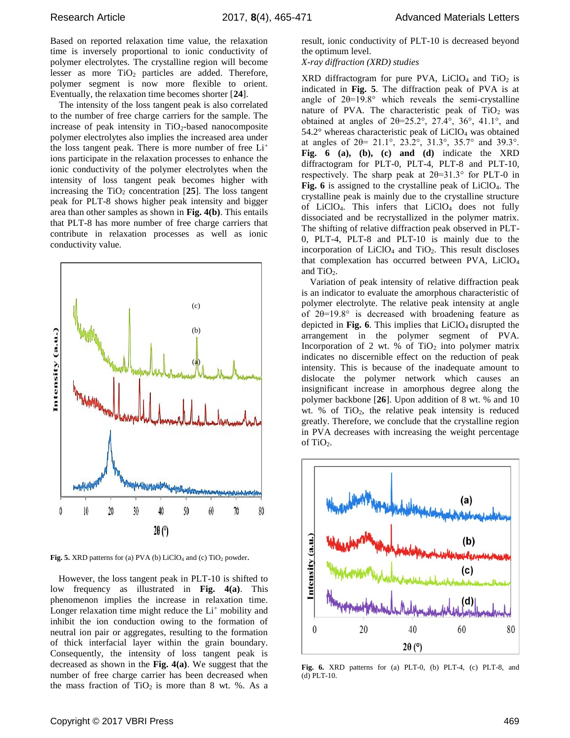Based on reported relaxation time value, the relaxation time is inversely proportional to ionic conductivity of polymer electrolytes. The crystalline region will become lesser as more $TiO_2$ particles are added. Therefore, polymer segment is now more flexible to orient. Eventually, the relaxation time becomes shorter [**24**].

The intensity of the loss tangent peak is also correlated to the number of free charge carriers for the sample. The increase of peak intensity in $TiO_2$-based nanocomposite polymer electrolytes also implies the increased area under the loss tangent peak. There is more number of free $Li^+$ ions participate in the relaxation processes to enhance the ionic conductivity of the polymer electrolytes when the intensity of loss tangent peak becomes higher with increasing the $TiO_2$ concentration [**25**]. The loss tangent peak for PLT-8 shows higher peak intensity and bigger area than other samples as shown in **Fig. 4(b)**. This entails that PLT-8 has more number of free charge carriers that contribute in relaxation processes as well as ionic conductivity value.

**Fig. 5.** XRD patterns for (a) PVA (b) $LiClO_4$ and (c) $TiO_2$ powder.

However, the loss tangent peak in PLT-10 is shifted to low frequency as illustrated in **Fig. 4(a)**. This phenomenon implies the increase in relaxation time. Longer relaxation time might reduce the $Li^+$ mobility and inhibit the ion conduction owing to the formation of neutral ion pair or aggregates, resulting to the formation of thick interfacial layer within the grain boundary. Consequently, the intensity of loss tangent peak is decreased as shown in the **Fig. 4(a)**. We suggest that the number of free charge carrier has been decreased when the mass fraction of $TiO_2$ is more than 8 wt. %. As a result, ionic conductivity of PLT-10 is decreased beyond the optimum level.

*X-ray diffraction (XRD) studies*

XRD diffractogram for pure PVA, $LiClO_4$ and $TiO_2$ is indicated in **Fig. 5**. The diffraction peak of PVA is at angle of $2\theta=19.8°$ which reveals the semi-crystalline nature of PVA. The characteristic peak of $TiO_2$ was obtained at angles of $2\theta=25.2°$, 27.4°, 36°, 41.1°, and 54.2° whereas characteristic peak of $LiClO_4$ was obtained at angles of $2\theta=$ 21.1°, 23.2°, 31.3°, 35.7° and 39.3°. **Fig. 6 (a), (b), (c) and (d)** indicate the XRD diffractogram for PLT-0, PLT-4, PLT-8 and PLT-10, respectively. The sharp peak at $2\theta=31.3°$ for PLT-0 in **Fig. 6** is assigned to the crystalline peak of $LiClO_4$. The crystalline peak is mainly due to the crystalline structure of $LiClO_4$. This infers that $LiClO_4$ does not fully dissociated and be recrystallized in the polymer matrix. The shifting of relative diffraction peak observed in PLT-0, PLT-4, PLT-8 and PLT-10 is mainly due to the incorporation of $LiClO_4$ and $TiO_2$. This result discloses that complexation has occurred between PVA, $LiClO_4$ and $TiO_2$.

Variation of peak intensity of relative diffraction peak is an indicator to evaluate the amorphous characteristic of polymer electrolyte. The relative peak intensity at angle of $2\theta=19.8°$ is decreased with broadening feature as depicted in **Fig. 6**. This implies that $LiClO_4$ disrupted the arrangement in the polymer segment of PVA. Incorporation of 2 wt. % of $TiO_2$ into polymer matrix indicates no discernible effect on the reduction of peak intensity. This is because of the inadequate amount to dislocate the polymer network which causes an insignificant increase in amorphous degree along the polymer backbone [**26**]. Upon addition of 8 wt. % and 10 wt. % of $TiO_2$, the relative peak intensity is reduced greatly. Therefore, we conclude that the crystalline region in PVA decreases with increasing the weight percentage of $TiO_2$.

**Fig. 6.** XRD patterns for (a) PLT-0, (b) PLT-4, (c) PLT-8, and (d) PLT-10.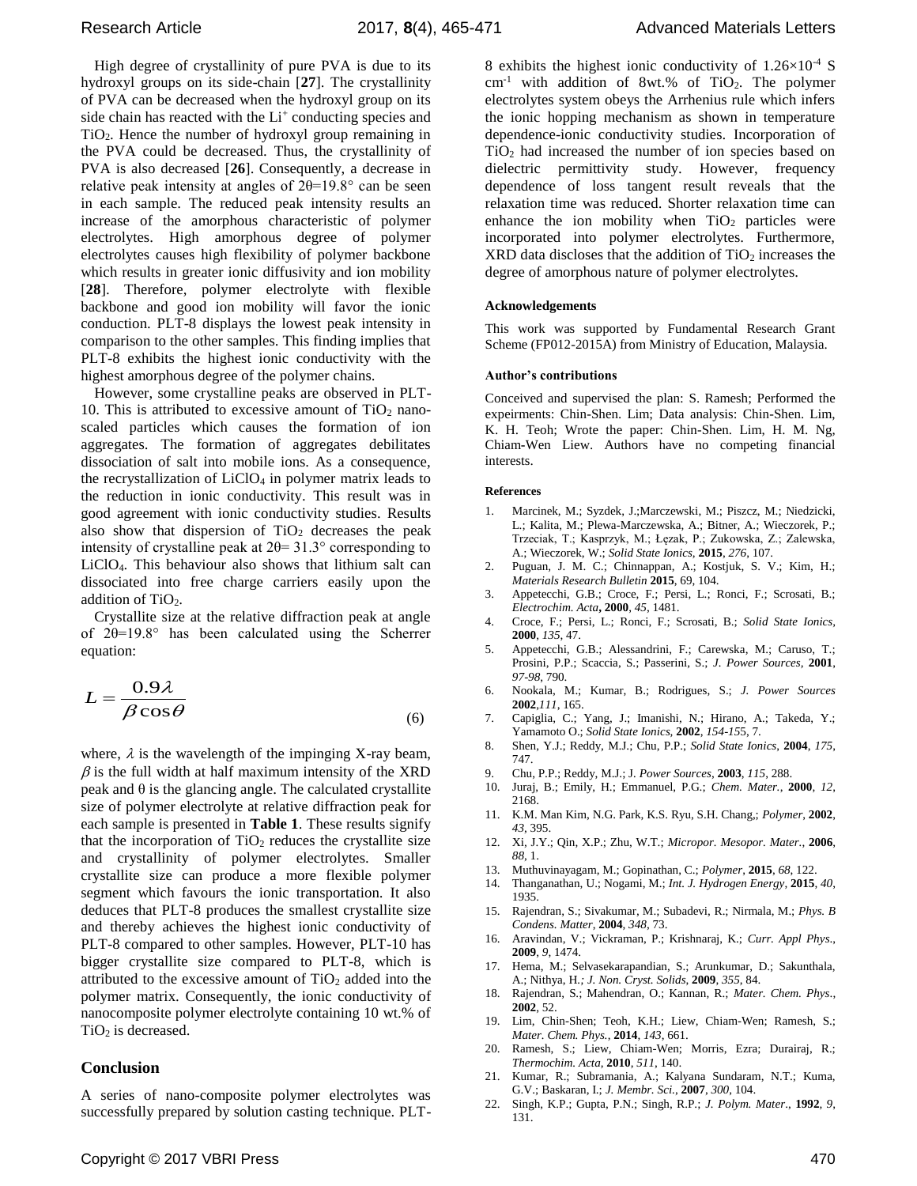High degree of crystallinity of pure PVA is due to its hydroxyl groups on its side-chain [**27**]. The crystallinity of PVA can be decreased when the hydroxyl group on its side chain has reacted with the $Li^+$ conducting species and $TiO_2$. Hence the number of hydroxyl group remaining in the PVA could be decreased. Thus, the crystallinity of PVA is also decreased [**26**]. Consequently, a decrease in relative peak intensity at angles of 2θ=19.8° can be seen in each sample. The reduced peak intensity results an increase of the amorphous characteristic of polymer electrolytes. High amorphous degree of polymer electrolytes causes high flexibility of polymer backbone which results in greater ionic diffusivity and ion mobility [**28**]. Therefore, polymer electrolyte with flexible backbone and good ion mobility will favor the ionic conduction. PLT-8 displays the lowest peak intensity in comparison to the other samples. This finding implies that PLT-8 exhibits the highest ionic conductivity with the highest amorphous degree of the polymer chains.

However, some crystalline peaks are observed in PLT-10. This is attributed to excessive amount of $TiO_2$ nano-scaled particles which causes the formation of ion aggregates. The formation of aggregates debilitates dissociation of salt into mobile ions. As a consequence, the recrystallization of $LiClO_4$ in polymer matrix leads to the reduction in ionic conductivity. This result was in good agreement with ionic conductivity studies. Results also show that dispersion of $TiO_2$ decreases the peak intensity of crystalline peak at 2θ= 31.3° corresponding to $LiClO_4$. This behaviour also shows that lithium salt can dissociated into free charge carriers easily upon the addition of $TiO_2$.

Crystallite size at the relative diffraction peak at angle of 2θ=19.8° has been calculated using the Scherrer equation:

$$L = \frac{0.9\lambda}{\beta \cos\theta} \quad (6)$$

where, $\lambda$ is the wavelength of the impinging X-ray beam, $\beta$ is the full width at half maximum intensity of the XRD peak and θ is the glancing angle. The calculated crystallite size of polymer electrolyte at relative diffraction peak for each sample is presented in **Table 1**. These results signify that the incorporation of $TiO_2$ reduces the crystallite size and crystallinity of polymer electrolytes. Smaller crystallite size can produce a more flexible polymer segment which favours the ionic transportation. It also deduces that PLT-8 produces the smallest crystallite size and thereby achieves the highest ionic conductivity of PLT-8 compared to other samples. However, PLT-10 has bigger crystallite size compared to PLT-8, which is attributed to the excessive amount of $TiO_2$ added into the polymer matrix. Consequently, the ionic conductivity of nanocomposite polymer electrolyte containing 10 wt.% of $TiO_2$ is decreased.

## Conclusion

A series of nano-composite polymer electrolytes was successfully prepared by solution casting technique. PLT-8 exhibits the highest ionic conductivity of $1.26\times10^{-4}$ S cm$^{-1}$ with addition of 8wt.% of $TiO_2$. The polymer electrolytes system obeys the Arrhenius rule which infers the ionic hopping mechanism as shown in temperature dependence-ionic conductivity studies. Incorporation of $TiO_2$ had increased the number of ion species based on dielectric permittivity study. However, frequency dependence of loss tangent result reveals that the relaxation time was reduced. Shorter relaxation time can enhance the ion mobility when $TiO_2$ particles were incorporated into polymer electrolytes. Furthermore, XRD data discloses that the addition of $TiO_2$ increases the degree of amorphous nature of polymer electrolytes.

#### Acknowledgements

This work was supported by Fundamental Research Grant Scheme (FP012-2015A) from Ministry of Education, Malaysia.

#### Author's contributions

Conceived and supervised the plan: S. Ramesh; Performed the expeirments: Chin-Shen. Lim; Data analysis: Chin-Shen. Lim, K. H. Teoh; Wrote the paper: Chin-Shen. Lim, H. M. Ng, Chiam-Wen Liew. Authors have no competing financial interests.

#### References

1. Marcinek, M.; Syzdek, J.;Marczewski, M.; Piszcz, M.; Niedzicki, L.; Kalita, M.; Plewa-Marczewska, A.; Bitner, A.; Wieczorek, P.; Trzeciak, T.; Kasprzyk, M.; Łężak, P.; Zukowska, Z.; Zalewska, A.; Wieczorek, W.; *Solid State Ionics,* **2015**, *276*, 107.
2. Puguan, J. M. C.; Chinnappan, A.; Kostjuk, S. V.; Kim, H.; *Materials Research Bulletin* **2015**, 69, 104.
3. Appetecchi, G.B.; Croce, F.; Persi, L.; Ronci, F.; Scrosati, B.; *Electrochim. Acta***, 2000**, *45*, 1481.
4. Croce, F.; Persi, L.; Ronci, F.; Scrosati, B.; *Solid State Ionics*, **2000**, *135*, 47.
5. Appetecchi, G.B.; Alessandrini, F.; Carewska, M.; Caruso, T.; Prosini, P.P.; Scaccia, S.; Passerini, S.; *J. Power Sources,* **2001**, *97-98*, 790.
6. Nookala, M.; Kumar, B.; Rodrigues, S.; *J. Power Sources* **2002**,*111*, 165.
7. Capiglia, C.; Yang, J.; Imanishi, N.; Hirano, A.; Takeda, Y.; Yamamoto O.; *Solid State Ionics,* **2002**, *154-155*, 7.
8. Shen, Y.J.; Reddy, M.J.; Chu, P.P.; *Solid State Ionics*, **2004**, *175*, 747.
9. Chu, P.P.; Reddy, M.J.; *J. Power Sources*, **2003**, *115*, 288.
10. Juraj, B.; Emily, H.; Emmanuel, P.G.; *Chem. Mater.,* **2000**, *12*, 2168.
11. K.M. Man Kim, N.G. Park, K.S. Ryu, S.H. Chang,; *Polymer*, **2002**, *43*, 395.
12. Xi, J.Y.; Qin, X.P.; Zhu, W.T.; *Micropor. Mesopor. Mater.*, **2006**, *88*, 1.
13. Muthuvinayagam, M.; Gopinathan, C.; *Polymer*, **2015**, *68*, 122.
14. Thanganathan, U.; Nogami, M.; *Int. J. Hydrogen Energy*, **2015**, *40*, 1935.
15. Rajendran, S.; Sivakumar, M.; Subadevi, R.; Nirmala, M.; *Phys. B Condens. Matter*, **2004**, *348*, 73.
16. Aravindan, V.; Vickraman, P.; Krishnaraj, K.; *Curr. Appl Phys*., **2009**, *9*, 1474.
17. Hema, M.; Selvasekarapandian, S.; Arunkumar, D.; Sakunthala, A.; Nithya, H.*; J. Non. Cryst. Solids*, **2009**, *355*, 84.
18. Rajendran, S.; Mahendran, O.; Kannan, R.; *Mater. Chem. Phys.*, **2002**, 52.
19. Lim, Chin-Shen; Teoh, K.H.; Liew, Chiam-Wen; Ramesh, S.; *Mater. Chem. Phys.*, **2014**, *143*, 661.
20. Ramesh, S.; Liew, Chiam-Wen; Morris, Ezra; Durairaj, R.; *Thermochim. Acta*, **2010**, *511*, 140.
21. Kumar, R.; Subramania, A.; Kalyana Sundaram, N.T.; Kuma, G.V.; Baskaran, I.; *J. Membr. Sci.*, **2007**, *300*, 104.
22. Singh, K.P.; Gupta, P.N.; Singh, R.P.; *J. Polym. Mater*., **1992**, *9*, 131.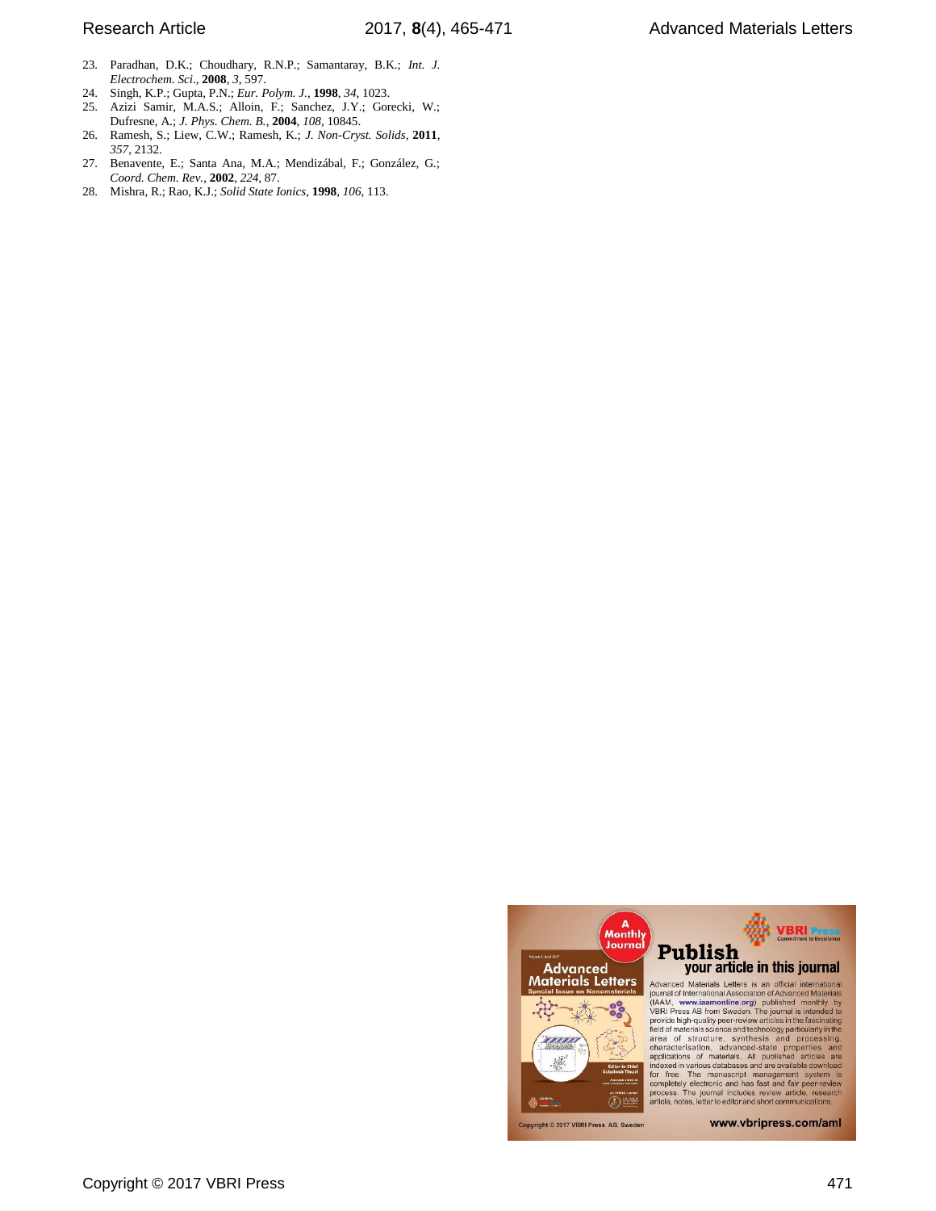23. Paradhan, D.K.; Choudhary, R.N.P.; Samantaray, B.K.; *Int. J. Electrochem. Sci*., **2008**, *3*, 597.
24. Singh, K.P.; Gupta, P.N.; *Eur. Polym. J.*, **1998**, *34*, 1023.
25. Azizi Samir, M.A.S.; Alloin, F.; Sanchez, J.Y.; Gorecki, W.; Dufresne, A.; *J. Phys. Chem. B.*, **2004**, *108*, 10845.
26. Ramesh, S.; Liew, C.W.; Ramesh, K.; *J. Non-Cryst. Solids*, **2011**, *357*, 2132.
27. Benavente, E.; Santa Ana, M.A.; Mendizábal, F.; González, G.; *Coord. Chem. Rev.*, **2002**, *224*, 87.
28. Mishra, R.; Rao, K.J.; *Solid State Ionics*, **1998**, *106*, 113.